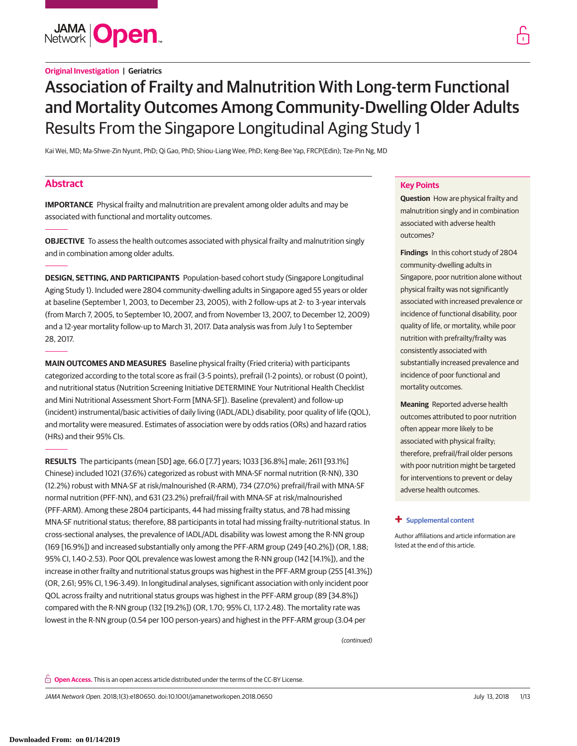Original Investigation | Geriatrics

# Association of Frailty and Malnutrition With Long-term Functional and Mortality Outcomes Among Community-Dwelling Older Adults

## Results From the Singapore Longitudinal Aging Study 1

Kai Wei, MD; Ma-Shwe-Zin Nyunt, PhD; Qi Gao, PhD; Shiou-Liang Wee, PhD; Keng-Bee Yap, FRCP(Edin); Tze-Pin Ng, MD

## Abstract

**IMPORTANCE** Physical frailty and malnutrition are prevalent among older adults and may be associated with functional and mortality outcomes.

**OBJECTIVE** To assess the health outcomes associated with physical frailty and malnutrition singly and in combination among older adults.

**DESIGN, SETTING, AND PARTICIPANTS** Population-based cohort study (Singapore Longitudinal Aging Study 1). Included were 2804 community-dwelling adults in Singapore aged 55 years or older at baseline (September 1, 2003, to December 23, 2005), with 2 follow-ups at 2- to 3-year intervals (from March 7, 2005, to September 10, 2007, and from November 13, 2007, to December 12, 2009) and a 12-year mortality follow-up to March 31, 2017. Data analysis was from July 1 to September 28, 2017.

**MAIN OUTCOMES AND MEASURES** Baseline physical frailty (Fried criteria) with participants categorized according to the total score as frail (3-5 points), prefrail (1-2 points), or robust (0 point), and nutritional status (Nutrition Screening Initiative DETERMINE Your Nutritional Health Checklist and Mini Nutritional Assessment Short-Form [MNA-SF]). Baseline (prevalent) and follow-up (incident) instrumental/basic activities of daily living (IADL/ADL) disability, poor quality of life (QOL), and mortality were measured. Estimates of association were by odds ratios (ORs) and hazard ratios (HRs) and their 95% CIs.

**RESULTS** The participants (mean [SD] age, 66.0 [7.7] years; 1033 [36.8%] male; 2611 [93.1%] Chinese) included 1021 (37.6%) categorized as robust with MNA-SF normal nutrition (R-NN), 330 (12.2%) robust with MNA-SF at risk/malnourished (R-ARM), 734 (27.0%) prefrail/frail with MNA-SF normal nutrition (PFF-NN), and 631 (23.2%) prefrail/frail with MNA-SF at risk/malnourished (PFF-ARM). Among these 2804 participants, 44 had missing frailty status, and 78 had missing MNA-SF nutritional status; therefore, 88 participants in total had missing frailty-nutritional status. In cross-sectional analyses, the prevalence of IADL/ADL disability was lowest among the R-NN group (169 [16.9%]) and increased substantially only among the PFF-ARM group (249 [40.2%]) (OR, 1.88; 95% CI, 1.40-2.53). Poor QOL prevalence was lowest among the R-NN group (142 [14.1%]), and the increase in other frailty and nutritional status groups was highest in the PFF-ARM group (255 [41.3%]) (OR, 2.61; 95% CI, 1.96-3.49). In longitudinal analyses, significant association with only incident poor QOL across frailty and nutritional status groups was highest in the PFF-ARM group (89 [34.8%]) compared with the R-NN group (132 [19.2%]) (OR, 1.70; 95% CI, 1.17-2.48). The mortality rate was lowest in the R-NN group (0.54 per 100 person-years) and highest in the PFF-ARM group (3.04 per

*(continued)*

## Key Points

**Question** How are physical frailty and malnutrition singly and in combination associated with adverse health outcomes?

**Findings** In this cohort study of 2804 community-dwelling adults in Singapore, poor nutrition alone without physical frailty was not significantly associated with increased prevalence or incidence of functional disability, poor quality of life, or mortality, while poor nutrition with prefrailty/frailty was consistently associated with substantially increased prevalence and incidence of poor functional and mortality outcomes.

**Meaning** Reported adverse health outcomes attributed to poor nutrition often appear more likely to be associated with physical frailty; therefore, prefrail/frail older persons with poor nutrition might be targeted for interventions to prevent or delay adverse health outcomes.

+ Supplemental content

Author affiliations and article information are listed at the end of this article.

**Open Access.** This is an open access article distributed under the terms of the CC-BY License.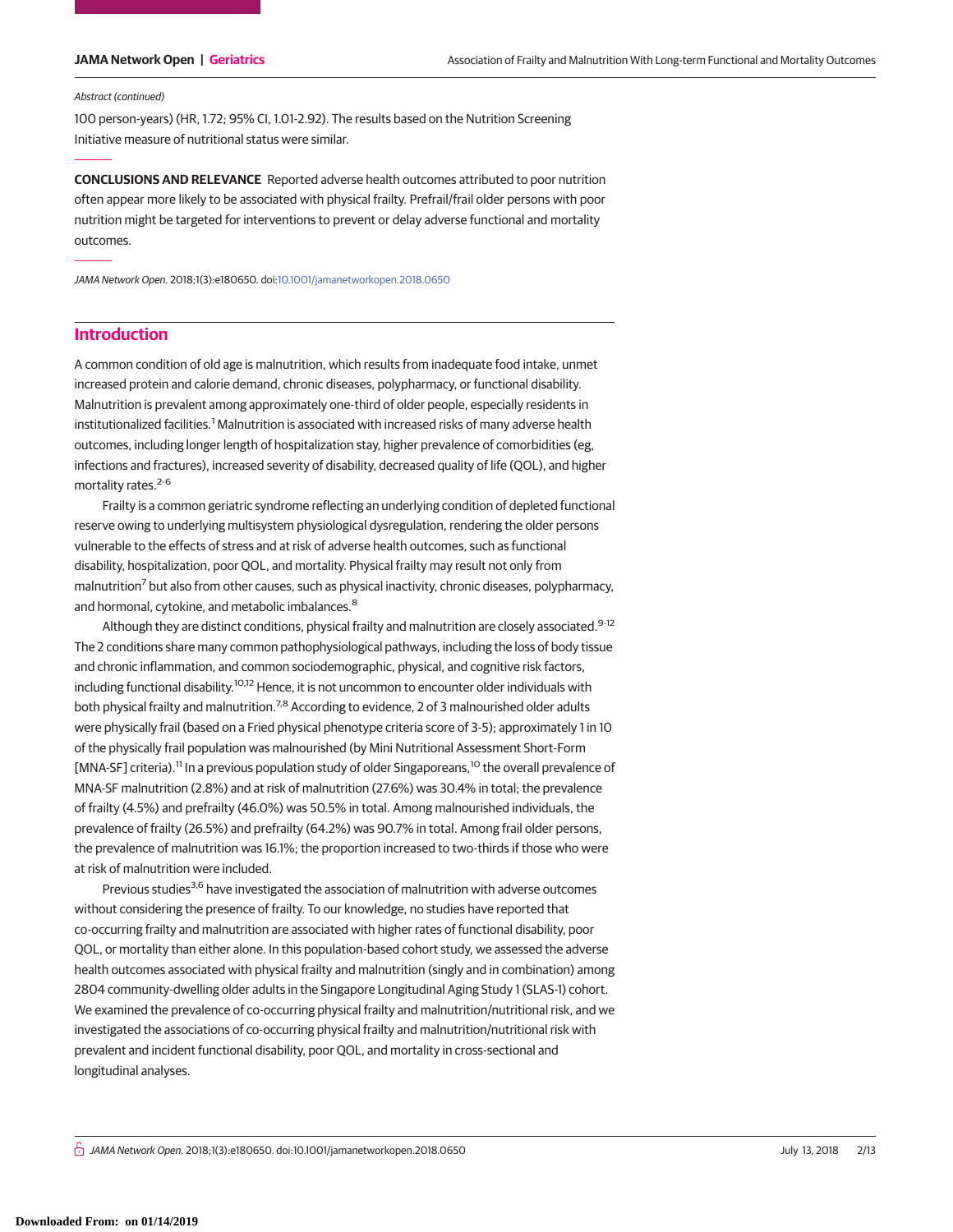Abstract (continued)

100 person-years) (HR, 1.72; 95% CI, 1.01-2.92). The results based on the Nutrition Screening Initiative measure of nutritional status were similar.

**CONCLUSIONS AND RELEVANCE** Reported adverse health outcomes attributed to poor nutrition often appear more likely to be associated with physical frailty. Prefrail/frail older persons with poor nutrition might be targeted for interventions to prevent or delay adverse functional and mortality outcomes.

*JAMA Network Open*. 2018;1(3):e180650. doi:10.1001/jamanetworkopen.2018.0650

## Introduction

A common condition of old age is malnutrition, which results from inadequate food intake, unmet increased protein and calorie demand, chronic diseases, polypharmacy, or functional disability. Malnutrition is prevalent among approximately one-third of older people, especially residents in institutionalized facilities.[1] Malnutrition is associated with increased risks of many adverse health outcomes, including longer length of hospitalization stay, higher prevalence of comorbidities (eg, infections and fractures), increased severity of disability, decreased quality of life (QOL), and higher mortality rates.[2-6]

Frailty is a common geriatric syndrome reflecting an underlying condition of depleted functional reserve owing to underlying multisystem physiological dysregulation, rendering the older persons vulnerable to the effects of stress and at risk of adverse health outcomes, such as functional disability, hospitalization, poor QOL, and mortality. Physical frailty may result not only from malnutrition[7] but also from other causes, such as physical inactivity, chronic diseases, polypharmacy, and hormonal, cytokine, and metabolic imbalances.[8]

Although they are distinct conditions, physical frailty and malnutrition are closely associated.[9-12] The 2 conditions share many common pathophysiological pathways, including the loss of body tissue and chronic inflammation, and common sociodemographic, physical, and cognitive risk factors, including functional disability.[10,12] Hence, it is not uncommon to encounter older individuals with both physical frailty and malnutrition.[7,8] According to evidence, 2 of 3 malnourished older adults were physically frail (based on a Fried physical phenotype criteria score of 3-5); approximately 1 in 10 of the physically frail population was malnourished (by Mini Nutritional Assessment Short-Form [MNA-SF] criteria).[11] In a previous population study of older Singaporeans,[10] the overall prevalence of MNA-SF malnutrition (2.8%) and at risk of malnutrition (27.6%) was 30.4% in total; the prevalence of frailty (4.5%) and prefrailty (46.0%) was 50.5% in total. Among malnourished individuals, the prevalence of frailty (26.5%) and prefrailty (64.2%) was 90.7% in total. Among frail older persons, the prevalence of malnutrition was 16.1%; the proportion increased to two-thirds if those who were at risk of malnutrition were included.

Previous studies[3,6] have investigated the association of malnutrition with adverse outcomes without considering the presence of frailty. To our knowledge, no studies have reported that co-occurring frailty and malnutrition are associated with higher rates of functional disability, poor QOL, or mortality than either alone. In this population-based cohort study, we assessed the adverse health outcomes associated with physical frailty and malnutrition (singly and in combination) among 2804 community-dwelling older adults in the Singapore Longitudinal Aging Study 1 (SLAS-1) cohort. We examined the prevalence of co-occurring physical frailty and malnutrition/nutritional risk, and we investigated the associations of co-occurring physical frailty and malnutrition/nutritional risk with prevalent and incident functional disability, poor QOL, and mortality in cross-sectional and longitudinal analyses.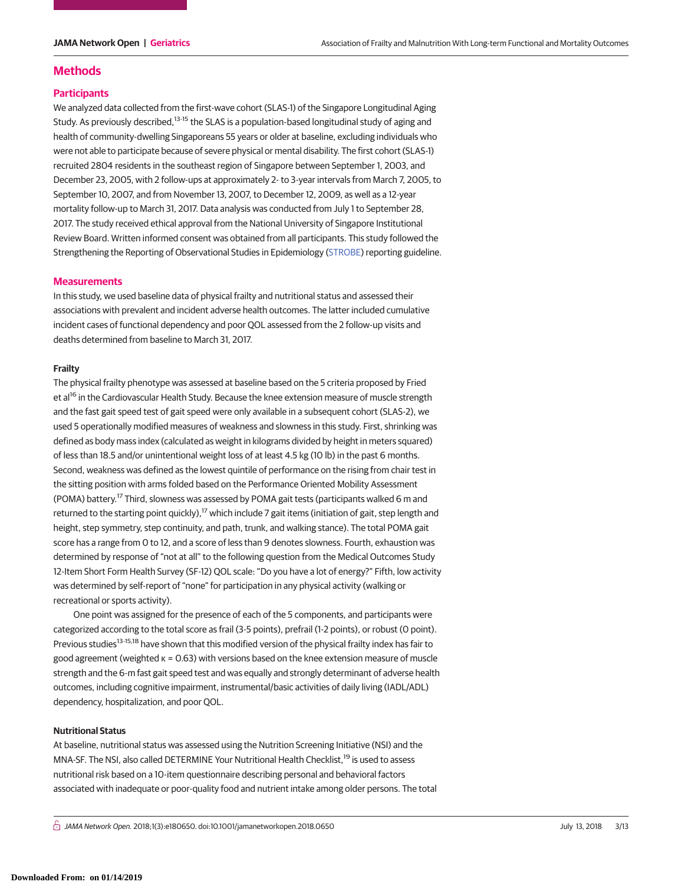## Methods

### Participants

We analyzed data collected from the first-wave cohort (SLAS-1) of the Singapore Longitudinal Aging Study. As previously described,[13-15] the SLAS is a population-based longitudinal study of aging and health of community-dwelling Singaporeans 55 years or older at baseline, excluding individuals who were not able to participate because of severe physical or mental disability. The first cohort (SLAS-1) recruited 2804 residents in the southeast region of Singapore between September 1, 2003, and December 23, 2005, with 2 follow-ups at approximately 2- to 3-year intervals from March 7, 2005, to September 10, 2007, and from November 13, 2007, to December 12, 2009, as well as a 12-year mortality follow-up to March 31, 2017. Data analysis was conducted from July 1 to September 28, 2017. The study received ethical approval from the National University of Singapore Institutional Review Board. Written informed consent was obtained from all participants. This study followed the Strengthening the Reporting of Observational Studies in Epidemiology (STROBE) reporting guideline.

### Measurements

In this study, we used baseline data of physical frailty and nutritional status and assessed their associations with prevalent and incident adverse health outcomes. The latter included cumulative incident cases of functional dependency and poor QOL assessed from the 2 follow-up visits and deaths determined from baseline to March 31, 2017.

#### Frailty

The physical frailty phenotype was assessed at baseline based on the 5 criteria proposed by Fried et al[16] in the Cardiovascular Health Study. Because the knee extension measure of muscle strength and the fast gait speed test of gait speed were only available in a subsequent cohort (SLAS-2), we used 5 operationally modified measures of weakness and slowness in this study. First, shrinking was defined as body mass index (calculated as weight in kilograms divided by height in meters squared) of less than 18.5 and/or unintentional weight loss of at least 4.5 kg (10 lb) in the past 6 months. Second, weakness was defined as the lowest quintile of performance on the rising from chair test in the sitting position with arms folded based on the Performance Oriented Mobility Assessment (POMA) battery.[17] Third, slowness was assessed by POMA gait tests (participants walked 6 m and returned to the starting point quickly),[17] which include 7 gait items (initiation of gait, step length and height, step symmetry, step continuity, and path, trunk, and walking stance). The total POMA gait score has a range from 0 to 12, and a score of less than 9 denotes slowness. Fourth, exhaustion was determined by response of "not at all" to the following question from the Medical Outcomes Study 12-Item Short Form Health Survey (SF-12) QOL scale: "Do you have a lot of energy?" Fifth, low activity was determined by self-report of "none" for participation in any physical activity (walking or recreational or sports activity).

One point was assigned for the presence of each of the 5 components, and participants were categorized according to the total score as frail (3-5 points), prefrail (1-2 points), or robust (0 point). Previous studies[13-15,18] have shown that this modified version of the physical frailty index has fair to good agreement (weighted $\kappa = 0.63$) with versions based on the knee extension measure of muscle strength and the 6-m fast gait speed test and was equally and strongly determinant of adverse health outcomes, including cognitive impairment, instrumental/basic activities of daily living (IADL/ADL) dependency, hospitalization, and poor QOL.

#### Nutritional Status

At baseline, nutritional status was assessed using the Nutrition Screening Initiative (NSI) and the MNA-SF. The NSI, also called DETERMINE Your Nutritional Health Checklist,[19] is used to assess nutritional risk based on a 10-item questionnaire describing personal and behavioral factors associated with inadequate or poor-quality food and nutrient intake among older persons. The total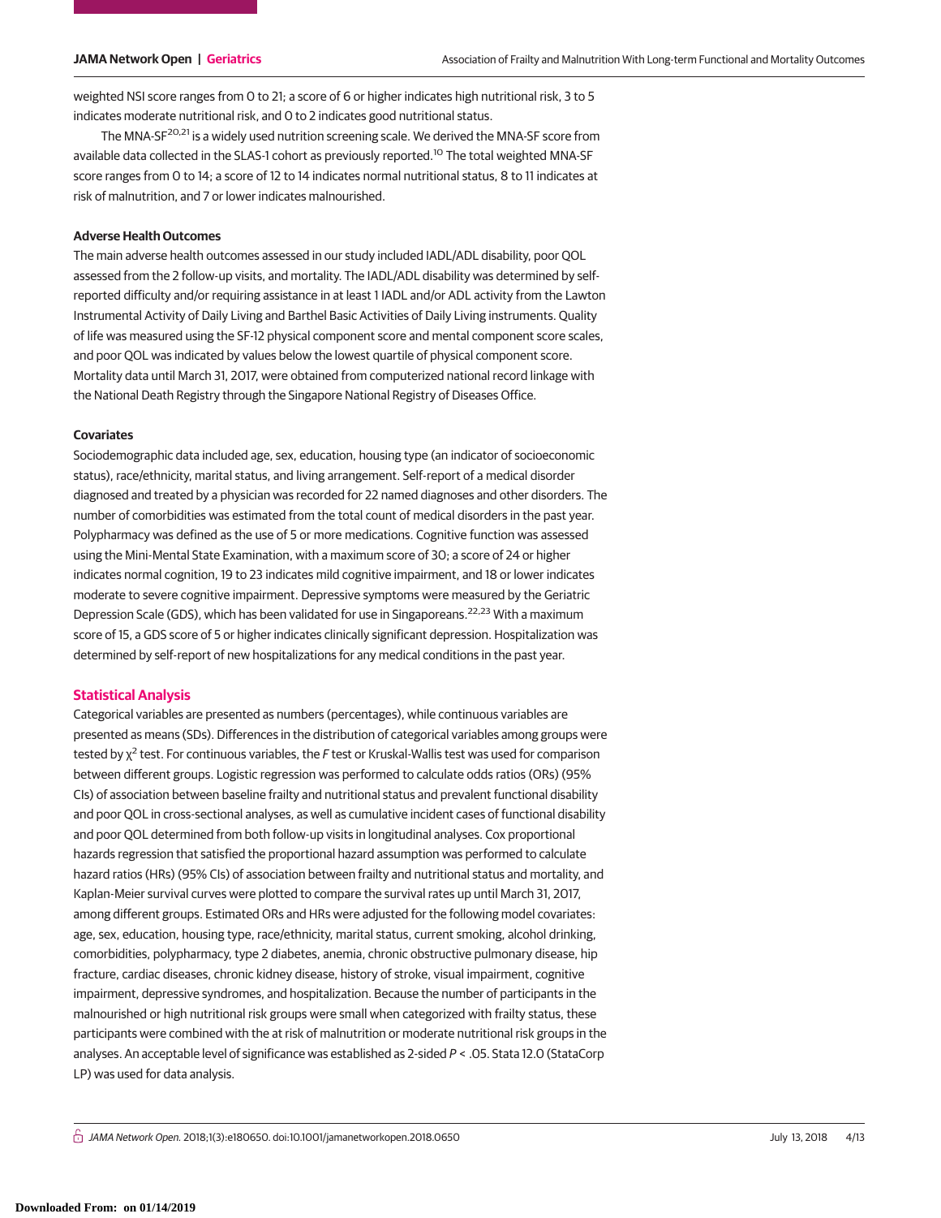weighted NSI score ranges from 0 to 21; a score of 6 or higher indicates high nutritional risk, 3 to 5 indicates moderate nutritional risk, and 0 to 2 indicates good nutritional status.

The MNA-SF[20,21] is a widely used nutrition screening scale. We derived the MNA-SF score from available data collected in the SLAS-1 cohort as previously reported.[10] The total weighted MNA-SF score ranges from 0 to 14; a score of 12 to 14 indicates normal nutritional status, 8 to 11 indicates at risk of malnutrition, and 7 or lower indicates malnourished.

### Adverse Health Outcomes

The main adverse health outcomes assessed in our study included IADL/ADL disability, poor QOL assessed from the 2 follow-up visits, and mortality. The IADL/ADL disability was determined by self-reported difficulty and/or requiring assistance in at least 1 IADL and/or ADL activity from the Lawton Instrumental Activity of Daily Living and Barthel Basic Activities of Daily Living instruments. Quality of life was measured using the SF-12 physical component score and mental component score scales, and poor QOL was indicated by values below the lowest quartile of physical component score. Mortality data until March 31, 2017, were obtained from computerized national record linkage with the National Death Registry through the Singapore National Registry of Diseases Office.

### Covariates

Sociodemographic data included age, sex, education, housing type (an indicator of socioeconomic status), race/ethnicity, marital status, and living arrangement. Self-report of a medical disorder diagnosed and treated by a physician was recorded for 22 named diagnoses and other disorders. The number of comorbidities was estimated from the total count of medical disorders in the past year. Polypharmacy was defined as the use of 5 or more medications. Cognitive function was assessed using the Mini-Mental State Examination, with a maximum score of 30; a score of 24 or higher indicates normal cognition, 19 to 23 indicates mild cognitive impairment, and 18 or lower indicates moderate to severe cognitive impairment. Depressive symptoms were measured by the Geriatric Depression Scale (GDS), which has been validated for use in Singaporeans.[22,23] With a maximum score of 15, a GDS score of 5 or higher indicates clinically significant depression. Hospitalization was determined by self-report of new hospitalizations for any medical conditions in the past year.

## Statistical Analysis

Categorical variables are presented as numbers (percentages), while continuous variables are presented as means (SDs). Differences in the distribution of categorical variables among groups were tested by $\chi^2$ test. For continuous variables, the *F* test or Kruskal-Wallis test was used for comparison between different groups. Logistic regression was performed to calculate odds ratios (ORs) (95% CIs) of association between baseline frailty and nutritional status and prevalent functional disability and poor QOL in cross-sectional analyses, as well as cumulative incident cases of functional disability and poor QOL determined from both follow-up visits in longitudinal analyses. Cox proportional hazards regression that satisfied the proportional hazard assumption was performed to calculate hazard ratios (HRs) (95% CIs) of association between frailty and nutritional status and mortality, and Kaplan-Meier survival curves were plotted to compare the survival rates up until March 31, 2017, among different groups. Estimated ORs and HRs were adjusted for the following model covariates: age, sex, education, housing type, race/ethnicity, marital status, current smoking, alcohol drinking, comorbidities, polypharmacy, type 2 diabetes, anemia, chronic obstructive pulmonary disease, hip fracture, cardiac diseases, chronic kidney disease, history of stroke, visual impairment, cognitive impairment, depressive syndromes, and hospitalization. Because the number of participants in the malnourished or high nutritional risk groups were small when categorized with frailty status, these participants were combined with the at risk of malnutrition or moderate nutritional risk groups in the analyses. An acceptable level of significance was established as 2-sided $P < .05$. Stata 12.0 (StataCorp LP) was used for data analysis.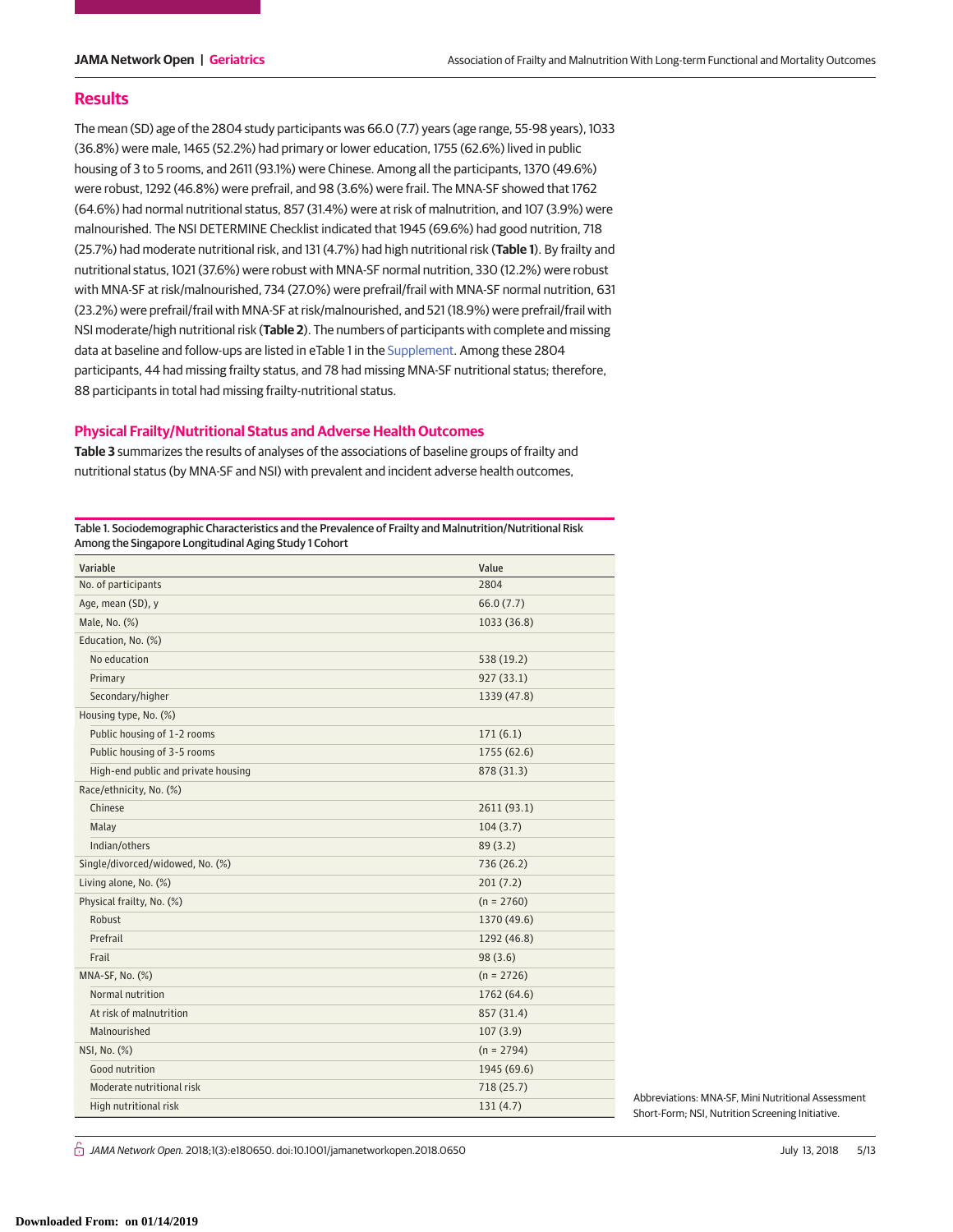## Results

The mean (SD) age of the 2804 study participants was 66.0 (7.7) years (age range, 55-98 years), 1033 (36.8%) were male, 1465 (52.2%) had primary or lower education, 1755 (62.6%) lived in public housing of 3 to 5 rooms, and 2611 (93.1%) were Chinese. Among all the participants, 1370 (49.6%) were robust, 1292 (46.8%) were prefrail, and 98 (3.6%) were frail. The MNA-SF showed that 1762 (64.6%) had normal nutritional status, 857 (31.4%) were at risk of malnutrition, and 107 (3.9%) were malnourished. The NSI DETERMINE Checklist indicated that 1945 (69.6%) had good nutrition, 718 (25.7%) had moderate nutritional risk, and 131 (4.7%) had high nutritional risk (**Table 1**). By frailty and nutritional status, 1021 (37.6%) were robust with MNA-SF normal nutrition, 330 (12.2%) were robust with MNA-SF at risk/malnourished, 734 (27.0%) were prefrail/frail with MNA-SF normal nutrition, 631 (23.2%) were prefrail/frail with MNA-SF at risk/malnourished, and 521 (18.9%) were prefrail/frail with NSI moderate/high nutritional risk (**Table 2**). The numbers of participants with complete and missing data at baseline and follow-ups are listed in eTable 1 in the Supplement. Among these 2804 participants, 44 had missing frailty status, and 78 had missing MNA-SF nutritional status; therefore, 88 participants in total had missing frailty-nutritional status.

### Physical Frailty/Nutritional Status and Adverse Health Outcomes

**Table 3** summarizes the results of analyses of the associations of baseline groups of frailty and nutritional status (by MNA-SF and NSI) with prevalent and incident adverse health outcomes,

Table 1. Sociodemographic Characteristics and the Prevalence of Frailty and Malnutrition/Nutritional Risk Among the Singapore Longitudinal Aging Study 1 Cohort

| Variable | Value |
|---|---|
| No. of participants | 2804 |
| Age, mean (SD), y | 66.0 (7.7) |
| Male, No. (%) | 1033 (36.8) |
| Education, No. (%) | |
| No education | 538 (19.2) |
| Primary | 927 (33.1) |
| Secondary/higher | 1339 (47.8) |
| Housing type, No. (%) | |
| Public housing of 1-2 rooms | 171 (6.1) |
| Public housing of 3-5 rooms | 1755 (62.6) |
| High-end public and private housing | 878 (31.3) |
| Race/ethnicity, No. (%) | |
| Chinese | 2611 (93.1) |
| Malay | 104 (3.7) |
| Indian/others | 89 (3.2) |
| Single/divorced/widowed, No. (%) | 736 (26.2) |
| Living alone, No. (%) | 201 (7.2) |
| Physical frailty, No. (%) | (n = 2760) |
| Robust | 1370 (49.6) |
| Prefrail | 1292 (46.8) |
| Frail | 98 (3.6) |
| MNA-SF, No. (%) | (n = 2726) |
| Normal nutrition | 1762 (64.6) |
| At risk of malnutrition | 857 (31.4) |
| Malnourished | 107 (3.9) |
| NSI, No. (%) | (n = 2794) |
| Good nutrition | 1945 (69.6) |
| Moderate nutritional risk | 718 (25.7) |
| High nutritional risk | 131 (4.7) |

Abbreviations: MNA-SF, Mini Nutritional Assessment Short-Form; NSI, Nutrition Screening Initiative.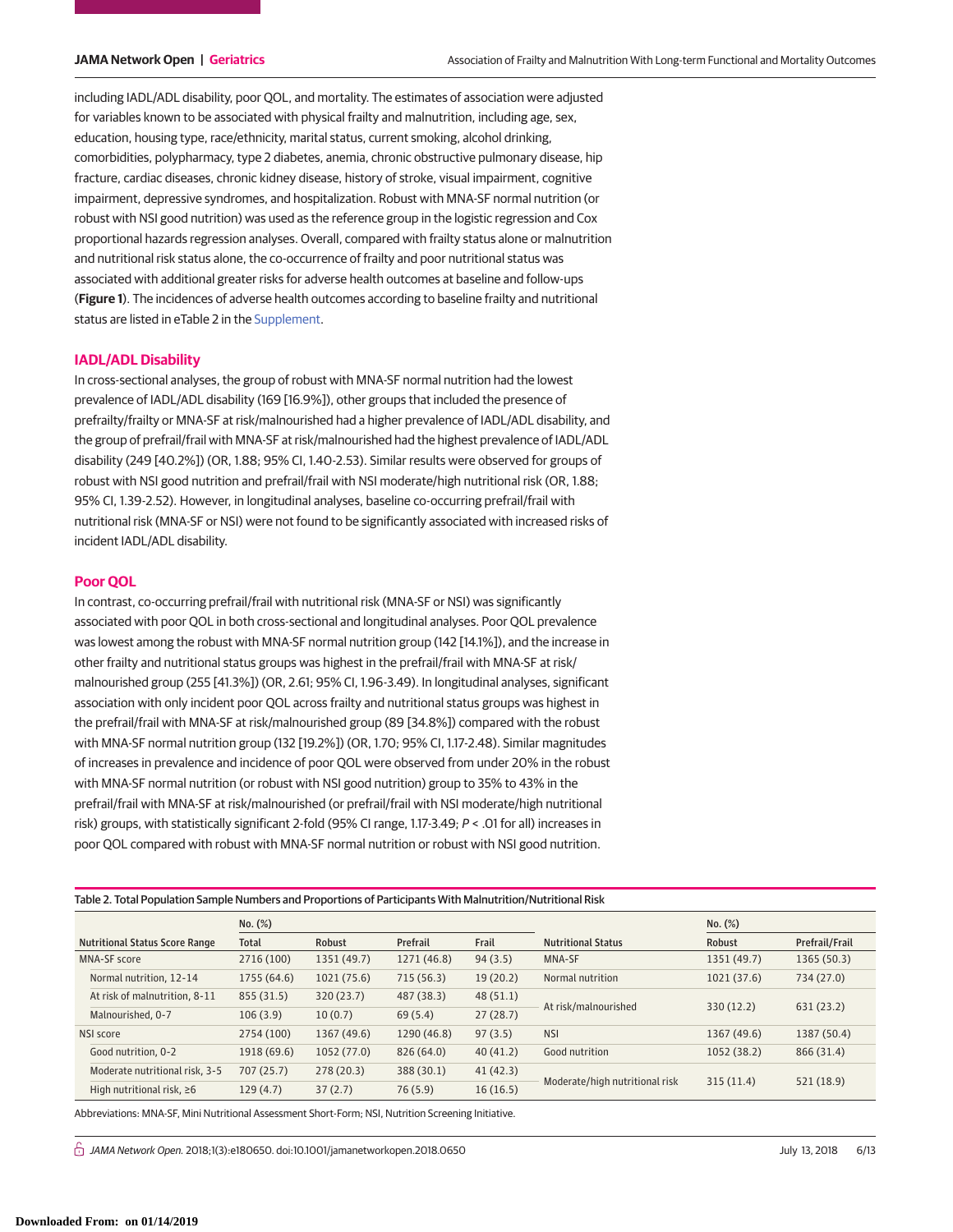including IADL/ADL disability, poor QOL, and mortality. The estimates of association were adjusted for variables known to be associated with physical frailty and malnutrition, including age, sex, education, housing type, race/ethnicity, marital status, current smoking, alcohol drinking, comorbidities, polypharmacy, type 2 diabetes, anemia, chronic obstructive pulmonary disease, hip fracture, cardiac diseases, chronic kidney disease, history of stroke, visual impairment, cognitive impairment, depressive syndromes, and hospitalization. Robust with MNA-SF normal nutrition (or robust with NSI good nutrition) was used as the reference group in the logistic regression and Cox proportional hazards regression analyses. Overall, compared with frailty status alone or malnutrition and nutritional risk status alone, the co-occurrence of frailty and poor nutritional status was associated with additional greater risks for adverse health outcomes at baseline and follow-ups (**Figure 1**). The incidences of adverse health outcomes according to baseline frailty and nutritional status are listed in eTable 2 in the Supplement.

## IADL/ADL Disability

In cross-sectional analyses, the group of robust with MNA-SF normal nutrition had the lowest prevalence of IADL/ADL disability (169 [16.9%]), other groups that included the presence of prefrailty/frailty or MNA-SF at risk/malnourished had a higher prevalence of IADL/ADL disability, and the group of prefrail/frail with MNA-SF at risk/malnourished had the highest prevalence of IADL/ADL disability (249 [40.2%]) (OR, 1.88; 95% CI, 1.40-2.53). Similar results were observed for groups of robust with NSI good nutrition and prefrail/frail with NSI moderate/high nutritional risk (OR, 1.88; 95% CI, 1.39-2.52). However, in longitudinal analyses, baseline co-occurring prefrail/frail with nutritional risk (MNA-SF or NSI) were not found to be significantly associated with increased risks of incident IADL/ADL disability.

## Poor QOL

In contrast, co-occurring prefrail/frail with nutritional risk (MNA-SF or NSI) was significantly associated with poor QOL in both cross-sectional and longitudinal analyses. Poor QOL prevalence was lowest among the robust with MNA-SF normal nutrition group (142 [14.1%]), and the increase in other frailty and nutritional status groups was highest in the prefrail/frail with MNA-SF at risk/malnourished group (255 [41.3%]) (OR, 2.61; 95% CI, 1.96-3.49). In longitudinal analyses, significant association with only incident poor QOL across frailty and nutritional status groups was highest in the prefrail/frail with MNA-SF at risk/malnourished group (89 [34.8%]) compared with the robust with MNA-SF normal nutrition group (132 [19.2%]) (OR, 1.70; 95% CI, 1.17-2.48). Similar magnitudes of increases in prevalence and incidence of poor QOL were observed from under 20% in the robust with MNA-SF normal nutrition (or robust with NSI good nutrition) group to 35% to 43% in the prefrail/frail with MNA-SF at risk/malnourished (or prefrail/frail with NSI moderate/high nutritional risk) groups, with statistically significant 2-fold (95% CI range, 1.17-3.49; $P < .01$ for all) increases in poor QOL compared with robust with MNA-SF normal nutrition or robust with NSI good nutrition.

Table 2. Total Population Sample Numbers and Proportions of Participants With Malnutrition/Nutritional Risk

| Nutritional Status Score Range | No. (%) Total | Robust | Prefrail | Frail | Nutritional Status | No. (%) Robust | Prefrail/Frail |
|---|---|---|---|---|---|---|---|
| MNA-SF score | 2716 (100) | 1351 (49.7) | 1271 (46.8) | 94 (3.5) | MNA-SF | 1351 (49.7) | 1365 (50.3) |
| Normal nutrition, 12-14 | 1755 (64.6) | 1021 (75.6) | 715 (56.3) | 19 (20.2) | Normal nutrition | 1021 (37.6) | 734 (27.0) |
| At risk of malnutrition, 8-11 | 855 (31.5) | 320 (23.7) | 487 (38.3) | 48 (51.1) | At risk/malnourished | 330 (12.2) | 631 (23.2) |
| Malnourished, 0-7 | 106 (3.9) | 10 (0.7) | 69 (5.4) | 27 (28.7) | | | |
| NSI score | 2754 (100) | 1367 (49.6) | 1290 (46.8) | 97 (3.5) | NSI | 1367 (49.6) | 1387 (50.4) |
| Good nutrition, 0-2 | 1918 (69.6) | 1052 (77.0) | 826 (64.0) | 40 (41.2) | Good nutrition | 1052 (38.2) | 866 (31.4) |
| Moderate nutritional risk, 3-5 | 707 (25.7) | 278 (20.3) | 388 (30.1) | 41 (42.3) | Moderate/high nutritional risk | 315 (11.4) | 521 (18.9) |
| High nutritional risk, ≥6 | 129 (4.7) | 37 (2.7) | 76 (5.9) | 16 (16.5) | | | |

Abbreviations: MNA-SF, Mini Nutritional Assessment Short-Form; NSI, Nutrition Screening Initiative.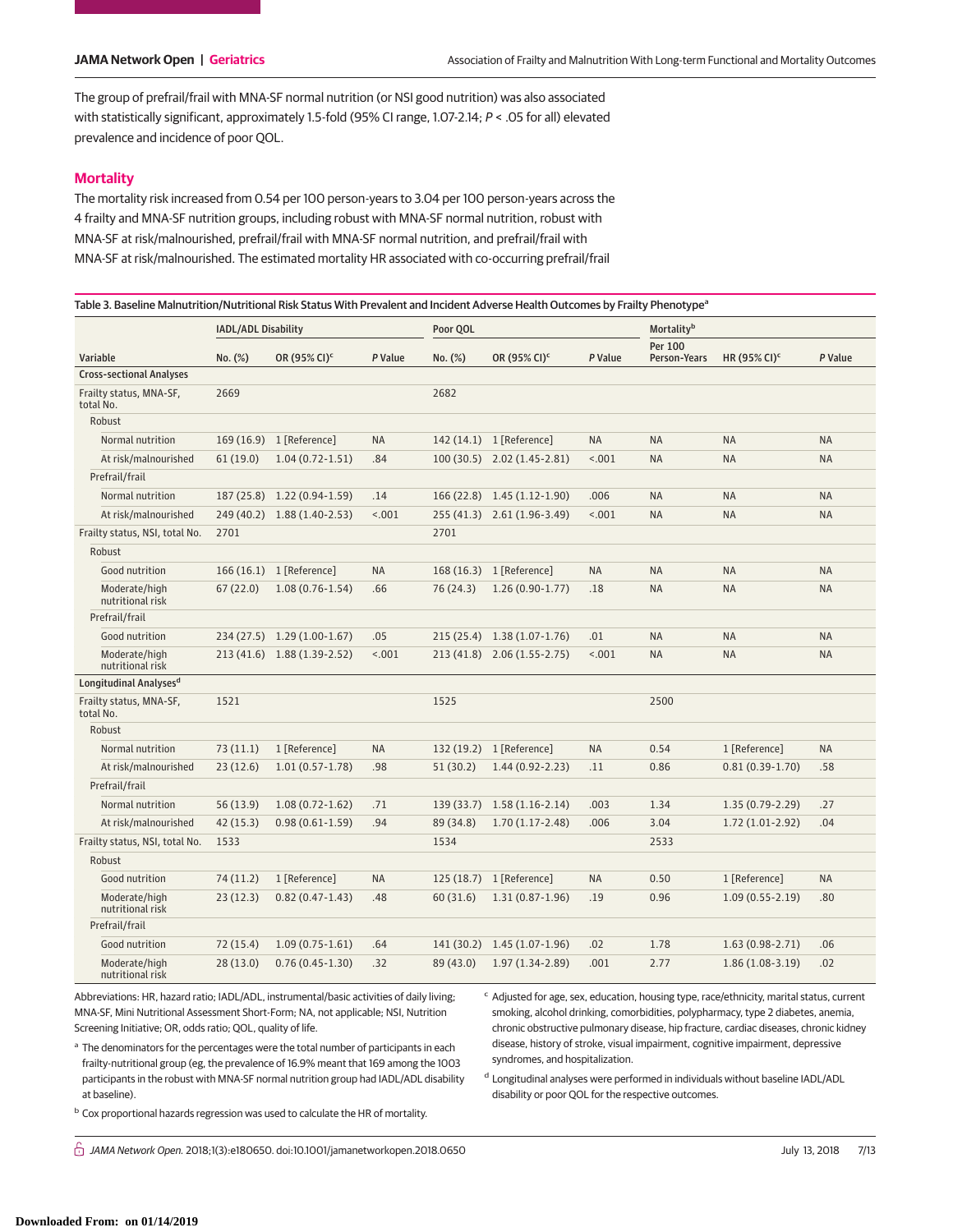The group of prefrail/frail with MNA-SF normal nutrition (or NSI good nutrition) was also associated with statistically significant, approximately 1.5-fold (95% CI range, 1.07-2.14; *P* < .05 for all) elevated prevalence and incidence of poor QOL.

## Mortality

The mortality risk increased from 0.54 per 100 person-years to 3.04 per 100 person-years across the 4 frailty and MNA-SF nutrition groups, including robust with MNA-SF normal nutrition, robust with MNA-SF at risk/malnourished, prefrail/frail with MNA-SF normal nutrition, and prefrail/frail with MNA-SF at risk/malnourished. The estimated mortality HR associated with co-occurring prefrail/frail

Table 3. Baseline Malnutrition/Nutritional Risk Status With Prevalent and Incident Adverse Health Outcomes by Frailty Phenotype[a]

| Variable | IADL/ADL Disability | | | Poor QOL | | | Mortality[b] | | |
|---|---|---|---|---|---|---|---|---|---|
| | No. (%) | OR (95% CI)[c] | *P* Value | No. (%) | OR (95% CI)[c] | *P* Value | Per 100 Person-Years | HR (95% CI)[c] | *P* Value |
| **Cross-sectional Analyses** | | | | | | | | | |
| Frailty status, MNA-SF, total No. | 2669 | | | 2682 | | | | | |
| Robust | | | | | | | | | |
| Normal nutrition | 169 (16.9) | 1 [Reference] | NA | 142 (14.1) | 1 [Reference] | NA | NA | NA | NA |
| At risk/malnourished | 61 (19.0) | 1.04 (0.72-1.51) | .84 | 100 (30.5) | 2.02 (1.45-2.81) | <.001 | NA | NA | NA |
| Prefrail/frail | | | | | | | | | |
| Normal nutrition | 187 (25.8) | 1.22 (0.94-1.59) | .14 | 166 (22.8) | 1.45 (1.12-1.90) | .006 | NA | NA | NA |
| At risk/malnourished | 249 (40.2) | 1.88 (1.40-2.53) | <.001 | 255 (41.3) | 2.61 (1.96-3.49) | <.001 | NA | NA | NA |
| Frailty status, NSI, total No. | 2701 | | | 2701 | | | | | |
| Robust | | | | | | | | | |
| Good nutrition | 166 (16.1) | 1 [Reference] | NA | 168 (16.3) | 1 [Reference] | NA | NA | NA | NA |
| Moderate/high nutritional risk | 67 (22.0) | 1.08 (0.76-1.54) | .66 | 76 (24.3) | 1.26 (0.90-1.77) | .18 | NA | NA | NA |
| Prefrail/frail | | | | | | | | | |
| Good nutrition | 234 (27.5) | 1.29 (1.00-1.67) | .05 | 215 (25.4) | 1.38 (1.07-1.76) | .01 | NA | NA | NA |
| Moderate/high nutritional risk | 213 (41.6) | 1.88 (1.39-2.52) | <.001 | 213 (41.8) | 2.06 (1.55-2.75) | <.001 | NA | NA | NA |
| **Longitudinal Analyses[d]** | | | | | | | | | |
| Frailty status, MNA-SF, total No. | 1521 | | | 1525 | | | 2500 | | |
| Robust | | | | | | | | | |
| Normal nutrition | 73 (11.1) | 1 [Reference] | NA | 132 (19.2) | 1 [Reference] | NA | 0.54 | 1 [Reference] | NA |
| At risk/malnourished | 23 (12.6) | 1.01 (0.57-1.78) | .98 | 51 (30.2) | 1.44 (0.92-2.23) | .11 | 0.86 | 0.81 (0.39-1.70) | .58 |
| Prefrail/frail | | | | | | | | | |
| Normal nutrition | 56 (13.9) | 1.08 (0.72-1.62) | .71 | 139 (33.7) | 1.58 (1.16-2.14) | .003 | 1.34 | 1.35 (0.79-2.29) | .27 |
| At risk/malnourished | 42 (15.3) | 0.98 (0.61-1.59) | .94 | 89 (34.8) | 1.70 (1.17-2.48) | .006 | 3.04 | 1.72 (1.01-2.92) | .04 |
| Frailty status, NSI, total No. | 1533 | | | 1534 | | | 2533 | | |
| Robust | | | | | | | | | |
| Good nutrition | 74 (11.2) | 1 [Reference] | NA | 125 (18.7) | 1 [Reference] | NA | 0.50 | 1 [Reference] | NA |
| Moderate/high nutritional risk | 23 (12.3) | 0.82 (0.47-1.43) | .48 | 60 (31.6) | 1.31 (0.87-1.96) | .19 | 0.96 | 1.09 (0.55-2.19) | .80 |
| Prefrail/frail | | | | | | | | | |
| Good nutrition | 72 (15.4) | 1.09 (0.75-1.61) | .64 | 141 (30.2) | 1.45 (1.07-1.96) | .02 | 1.78 | 1.63 (0.98-2.71) | .06 |
| Moderate/high nutritional risk | 28 (13.0) | 0.76 (0.45-1.30) | .32 | 89 (43.0) | 1.97 (1.34-2.89) | .001 | 2.77 | 1.86 (1.08-3.19) | .02 |

Abbreviations: HR, hazard ratio; IADL/ADL, instrumental/basic activities of daily living; MNA-SF, Mini Nutritional Assessment Short-Form; NA, not applicable; NSI, Nutrition Screening Initiative; OR, odds ratio; QOL, quality of life.

[a] The denominators for the percentages were the total number of participants in each frailty-nutritional group (eg, the prevalence of 16.9% meant that 169 among the 1003 participants in the robust with MNA-SF normal nutrition group had IADL/ADL disability at baseline).

[b] Cox proportional hazards regression was used to calculate the HR of mortality.

[c] Adjusted for age, sex, education, housing type, race/ethnicity, marital status, current smoking, alcohol drinking, comorbidities, polypharmacy, type 2 diabetes, anemia, chronic obstructive pulmonary disease, hip fracture, cardiac diseases, chronic kidney disease, history of stroke, visual impairment, cognitive impairment, depressive syndromes, and hospitalization.

[d] Longitudinal analyses were performed in individuals without baseline IADL/ADL disability or poor QOL for the respective outcomes.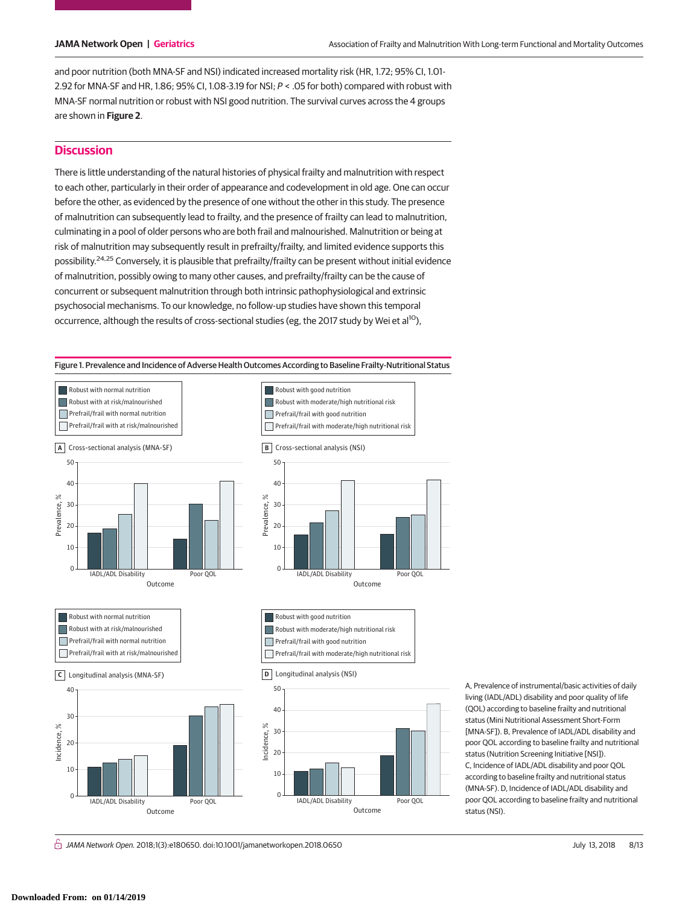and poor nutrition (both MNA-SF and NSI) indicated increased mortality risk (HR, 1.72; 95% CI, 1.01-2.92 for MNA-SF and HR, 1.86; 95% CI, 1.08-3.19 for NSI; $P < .05$ for both) compared with robust with MNA-SF normal nutrition or robust with NSI good nutrition. The survival curves across the 4 groups are shown in **Figure 2**.

## Discussion

There is little understanding of the natural histories of physical frailty and malnutrition with respect to each other, particularly in their order of appearance and codevelopment in old age. One can occur before the other, as evidenced by the presence of one without the other in this study. The presence of malnutrition can subsequently lead to frailty, and the presence of frailty can lead to malnutrition, culminating in a pool of older persons who are both frail and malnourished. Malnutrition or being at risk of malnutrition may subsequently result in prefrailty/frailty, and limited evidence supports this possibility.[24,25] Conversely, it is plausible that prefrailty/frailty can be present without initial evidence of malnutrition, possibly owing to many other causes, and prefrailty/frailty can be the cause of concurrent or subsequent malnutrition through both intrinsic pathophysiological and extrinsic psychosocial mechanisms. To our knowledge, no follow-up studies have shown this temporal occurrence, although the results of cross-sectional studies (eg, the 2017 study by Wei et al[10]),

Figure 1. Prevalence and Incidence of Adverse Health Outcomes According to Baseline Frailty-Nutritional Status

A, Prevalence of instrumental/basic activities of daily living (IADL/ADL) disability and poor quality of life (QOL) according to baseline frailty and nutritional status (Mini Nutritional Assessment Short-Form [MNA-SF]). B, Prevalence of IADL/ADL disability and poor QOL according to baseline frailty and nutritional status (Nutrition Screening Initiative [NSI]). C, Incidence of IADL/ADL disability and poor QOL according to baseline frailty and nutritional status (MNA-SF). D, Incidence of IADL/ADL disability and poor QOL according to baseline frailty and nutritional status (NSI).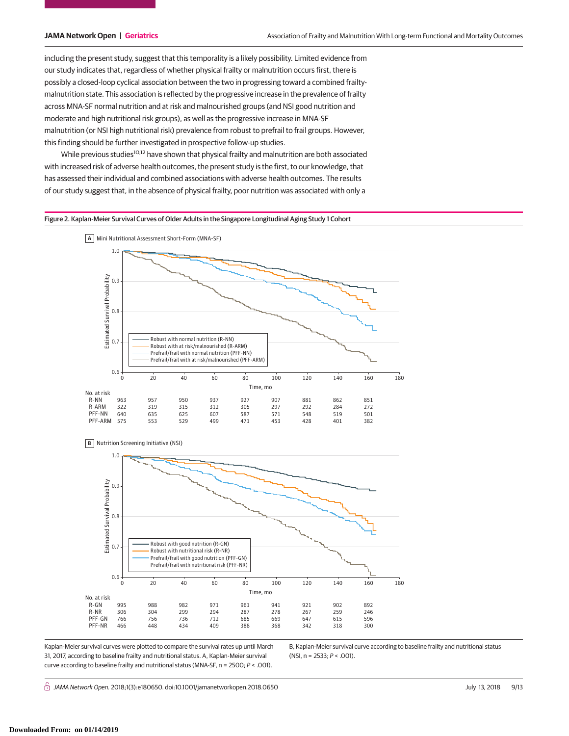including the present study, suggest that this temporality is a likely possibility. Limited evidence from our study indicates that, regardless of whether physical frailty or malnutrition occurs first, there is possibly a closed-loop cyclical association between the two in progressing toward a combined frailty-malnutrition state. This association is reflected by the progressive increase in the prevalence of frailty across MNA-SF normal nutrition and at risk and malnourished groups (and NSI good nutrition and moderate and high nutritional risk groups), as well as the progressive increase in MNA-SF malnutrition (or NSI high nutritional risk) prevalence from robust to prefrail to frail groups. However, this finding should be further investigated in prospective follow-up studies.

While previous studies[10,12] have shown that physical frailty and malnutrition are both associated with increased risk of adverse health outcomes, the present study is the first, to our knowledge, that has assessed their individual and combined associations with adverse health outcomes. The results of our study suggest that, in the absence of physical frailty, poor nutrition was associated with only a

**Figure 2. Kaplan-Meier Survival Curves of Older Adults in the Singapore Longitudinal Aging Study 1 Cohort**

A Mini Nutritional Assessment Short-Form (MNA-SF)

No. at risk

| Time, mo | 0 | 20 | 40 | 60 | 80 | 100 | 120 | 140 | 160 |
|---|---|---|---|---|---|---|---|---|---|
| R-NN | 963 | 957 | 950 | 937 | 927 | 907 | 881 | 862 | 851 |
| R-ARM | 322 | 319 | 315 | 312 | 305 | 297 | 292 | 284 | 272 |
| PFF-NN | 640 | 635 | 625 | 607 | 587 | 571 | 548 | 519 | 501 |
| PFF-ARM | 575 | 553 | 529 | 499 | 471 | 453 | 428 | 401 | 382 |

B Nutrition Screening Initiative (NSI)

No. at risk

| Time, mo | 0 | 20 | 40 | 60 | 80 | 100 | 120 | 140 | 160 |
|---|---|---|---|---|---|---|---|---|---|
| R-GN | 995 | 988 | 982 | 971 | 961 | 941 | 921 | 902 | 892 |
| R-NR | 306 | 304 | 299 | 294 | 287 | 278 | 267 | 259 | 246 |
| PFF-GN | 766 | 756 | 736 | 712 | 685 | 669 | 647 | 615 | 596 |
| PFF-NR | 466 | 448 | 434 | 409 | 388 | 368 | 342 | 318 | 300 |

Kaplan-Meier survival curves were plotted to compare the survival rates up until March 31, 2017, according to baseline frailty and nutritional status. A, Kaplan-Meier survival curve according to baseline frailty and nutritional status (MNA-SF, n = 2500; $P < .001$). B, Kaplan-Meier survival curve according to baseline frailty and nutritional status (NSI, n = 2533; $P < .001$).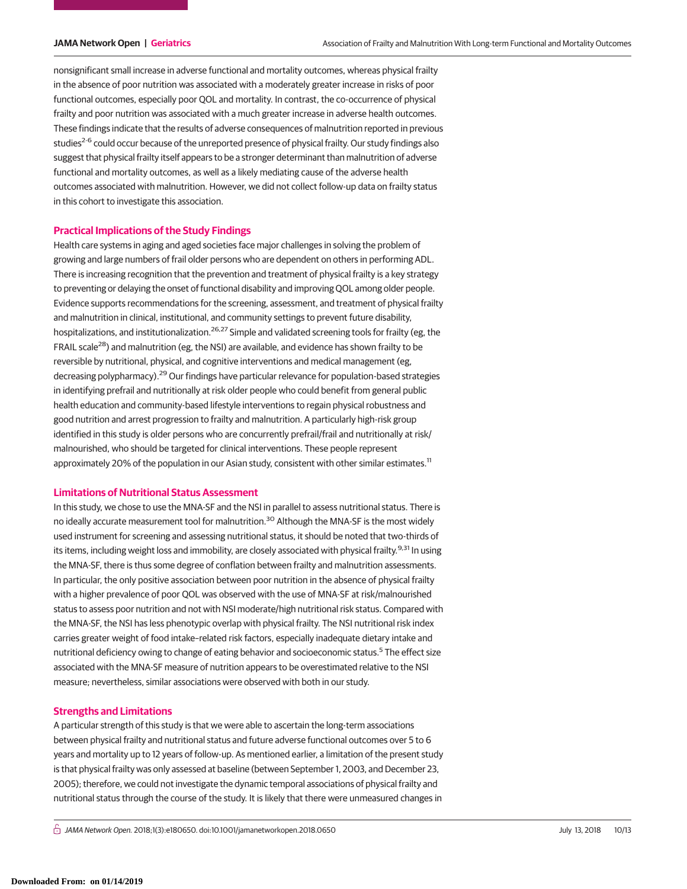nonsignificant small increase in adverse functional and mortality outcomes, whereas physical frailty in the absence of poor nutrition was associated with a moderately greater increase in risks of poor functional outcomes, especially poor QOL and mortality. In contrast, the co-occurrence of physical frailty and poor nutrition was associated with a much greater increase in adverse health outcomes. These findings indicate that the results of adverse consequences of malnutrition reported in previous studies[2-6] could occur because of the unreported presence of physical frailty. Our study findings also suggest that physical frailty itself appears to be a stronger determinant than malnutrition of adverse functional and mortality outcomes, as well as a likely mediating cause of the adverse health outcomes associated with malnutrition. However, we did not collect follow-up data on frailty status in this cohort to investigate this association.

## Practical Implications of the Study Findings

Health care systems in aging and aged societies face major challenges in solving the problem of growing and large numbers of frail older persons who are dependent on others in performing ADL. There is increasing recognition that the prevention and treatment of physical frailty is a key strategy to preventing or delaying the onset of functional disability and improving QOL among older people. Evidence supports recommendations for the screening, assessment, and treatment of physical frailty and malnutrition in clinical, institutional, and community settings to prevent future disability, hospitalizations, and institutionalization.[26,27] Simple and validated screening tools for frailty (eg, the FRAIL scale[28]) and malnutrition (eg, the NSI) are available, and evidence has shown frailty to be reversible by nutritional, physical, and cognitive interventions and medical management (eg, decreasing polypharmacy).[29] Our findings have particular relevance for population-based strategies in identifying prefrail and nutritionally at risk older people who could benefit from general public health education and community-based lifestyle interventions to regain physical robustness and good nutrition and arrest progression to frailty and malnutrition. A particularly high-risk group identified in this study is older persons who are concurrently prefrail/frail and nutritionally at risk/malnourished, who should be targeted for clinical interventions. These people represent approximately 20% of the population in our Asian study, consistent with other similar estimates.[11]

## Limitations of Nutritional Status Assessment

In this study, we chose to use the MNA-SF and the NSI in parallel to assess nutritional status. There is no ideally accurate measurement tool for malnutrition.[30] Although the MNA-SF is the most widely used instrument for screening and assessing nutritional status, it should be noted that two-thirds of its items, including weight loss and immobility, are closely associated with physical frailty.[9,31] In using the MNA-SF, there is thus some degree of conflation between frailty and malnutrition assessments. In particular, the only positive association between poor nutrition in the absence of physical frailty with a higher prevalence of poor QOL was observed with the use of MNA-SF at risk/malnourished status to assess poor nutrition and not with NSI moderate/high nutritional risk status. Compared with the MNA-SF, the NSI has less phenotypic overlap with physical frailty. The NSI nutritional risk index carries greater weight of food intake–related risk factors, especially inadequate dietary intake and nutritional deficiency owing to change of eating behavior and socioeconomic status.[5] The effect size associated with the MNA-SF measure of nutrition appears to be overestimated relative to the NSI measure; nevertheless, similar associations were observed with both in our study.

## Strengths and Limitations

A particular strength of this study is that we were able to ascertain the long-term associations between physical frailty and nutritional status and future adverse functional outcomes over 5 to 6 years and mortality up to 12 years of follow-up. As mentioned earlier, a limitation of the present study is that physical frailty was only assessed at baseline (between September 1, 2003, and December 23, 2005); therefore, we could not investigate the dynamic temporal associations of physical frailty and nutritional status through the course of the study. It is likely that there were unmeasured changes in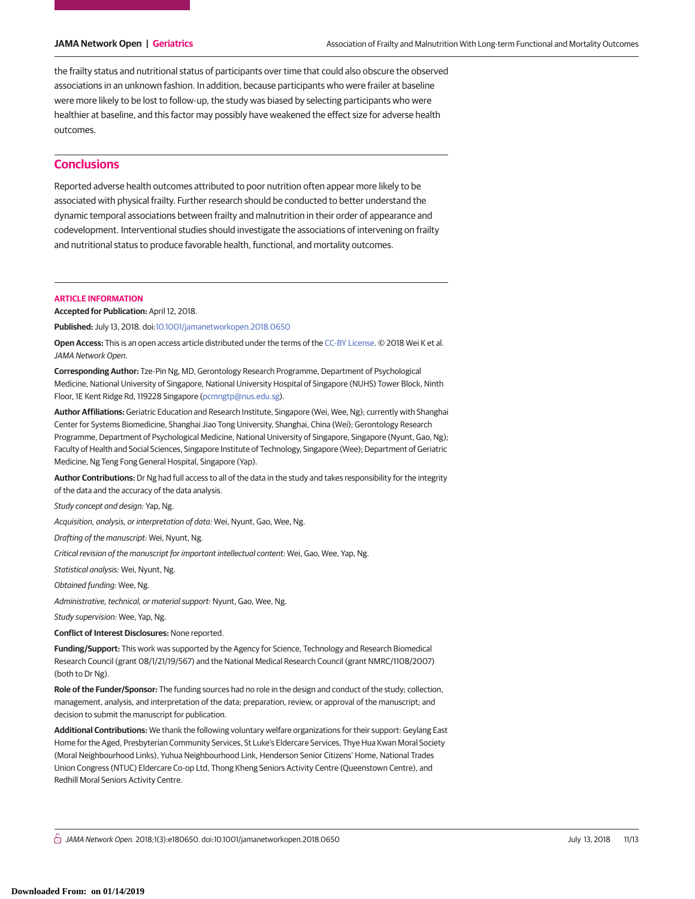the frailty status and nutritional status of participants over time that could also obscure the observed associations in an unknown fashion. In addition, because participants who were frailer at baseline were more likely to be lost to follow-up, the study was biased by selecting participants who were healthier at baseline, and this factor may possibly have weakened the effect size for adverse health outcomes.

## Conclusions

Reported adverse health outcomes attributed to poor nutrition often appear more likely to be associated with physical frailty. Further research should be conducted to better understand the dynamic temporal associations between frailty and malnutrition in their order of appearance and codevelopment. Interventional studies should investigate the associations of intervening on frailty and nutritional status to produce favorable health, functional, and mortality outcomes.

### ARTICLE INFORMATION

**Accepted for Publication:** April 12, 2018.

**Published:** July 13, 2018. doi:10.1001/jamanetworkopen.2018.0650

**Open Access:** This is an open access article distributed under the terms of the CC-BY License. © 2018 Wei K et al. *JAMA Network Open*.

**Corresponding Author:** Tze-Pin Ng, MD, Gerontology Research Programme, Department of Psychological Medicine, National University of Singapore, National University Hospital of Singapore (NUHS) Tower Block, Ninth Floor, 1E Kent Ridge Rd, 119228 Singapore (pcmngtp@nus.edu.sg).

**Author Affiliations:** Geriatric Education and Research Institute, Singapore (Wei, Wee, Ng); currently with Shanghai Center for Systems Biomedicine, Shanghai Jiao Tong University, Shanghai, China (Wei); Gerontology Research Programme, Department of Psychological Medicine, National University of Singapore, Singapore (Nyunt, Gao, Ng); Faculty of Health and Social Sciences, Singapore Institute of Technology, Singapore (Wee); Department of Geriatric Medicine, Ng Teng Fong General Hospital, Singapore (Yap).

**Author Contributions:** Dr Ng had full access to all of the data in the study and takes responsibility for the integrity of the data and the accuracy of the data analysis.

*Study concept and design:* Yap, Ng.

*Acquisition, analysis, or interpretation of data:* Wei, Nyunt, Gao, Wee, Ng.

*Drafting of the manuscript:* Wei, Nyunt, Ng.

*Critical revision of the manuscript for important intellectual content:* Wei, Gao, Wee, Yap, Ng.

*Statistical analysis:* Wei, Nyunt, Ng.

*Obtained funding:* Wee, Ng.

*Administrative, technical, or material support:* Nyunt, Gao, Wee, Ng.

*Study supervision:* Wee, Yap, Ng.

**Conflict of Interest Disclosures:** None reported.

**Funding/Support:** This work was supported by the Agency for Science, Technology and Research Biomedical Research Council (grant 08/1/21/19/567) and the National Medical Research Council (grant NMRC/1108/2007) (both to Dr Ng).

**Role of the Funder/Sponsor:** The funding sources had no role in the design and conduct of the study; collection, management, analysis, and interpretation of the data; preparation, review, or approval of the manuscript; and decision to submit the manuscript for publication.

**Additional Contributions:** We thank the following voluntary welfare organizations for their support: Geylang East Home for the Aged, Presbyterian Community Services, St Luke's Eldercare Services, Thye Hua Kwan Moral Society (Moral Neighbourhood Links), Yuhua Neighbourhood Link, Henderson Senior Citizens' Home, National Trades Union Congress (NTUC) Eldercare Co-op Ltd, Thong Kheng Seniors Activity Centre (Queenstown Centre), and Redhill Moral Seniors Activity Centre.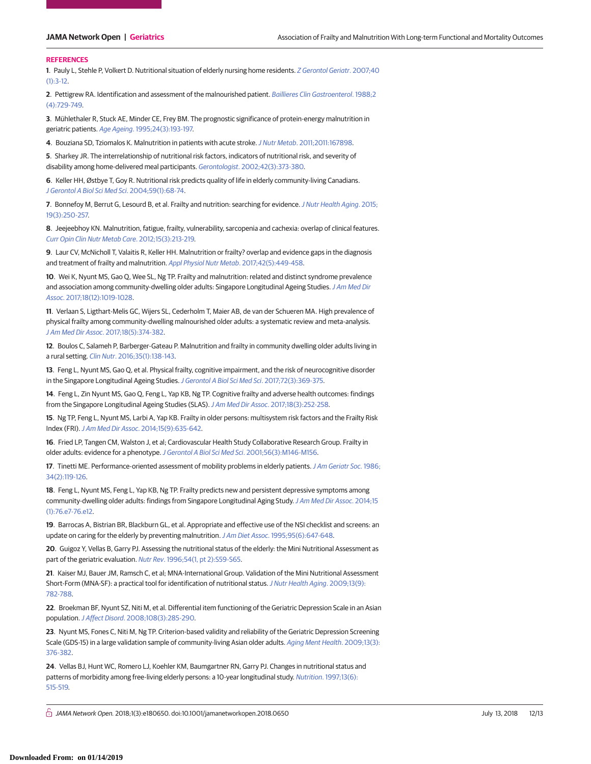## REFERENCES

1. Pauly L, Stehle P, Volkert D. Nutritional situation of elderly nursing home residents. *Z Gerontol Geriatr*. 2007;40(1):3-12.

2. Pettigrew RA. Identification and assessment of the malnourished patient. *Baillieres Clin Gastroenterol*. 1988;2(4):729-749.

3. Mühlethaler R, Stuck AE, Minder CE, Frey BM. The prognostic significance of protein-energy malnutrition in geriatric patients. *Age Ageing*. 1995;24(3):193-197.

4. Bouziana SD, Tziomalos K. Malnutrition in patients with acute stroke. *J Nutr Metab*. 2011;2011:167898.

5. Sharkey JR. The interrelationship of nutritional risk factors, indicators of nutritional risk, and severity of disability among home-delivered meal participants. *Gerontologist*. 2002;42(3):373-380.

6. Keller HH, Østbye T, Goy R. Nutritional risk predicts quality of life in elderly community-living Canadians. *J Gerontol A Biol Sci Med Sci*. 2004;59(1):68-74.

7. Bonnefoy M, Berrut G, Lesourd B, et al. Frailty and nutrition: searching for evidence. *J Nutr Health Aging*. 2015;19(3):250-257.

8. Jeejeebhoy KN. Malnutrition, fatigue, frailty, vulnerability, sarcopenia and cachexia: overlap of clinical features. *Curr Opin Clin Nutr Metab Care*. 2012;15(3):213-219.

9. Laur CV, McNicholl T, Valaitis R, Keller HH. Malnutrition or frailty? overlap and evidence gaps in the diagnosis and treatment of frailty and malnutrition. *Appl Physiol Nutr Metab*. 2017;42(5):449-458.

10. Wei K, Nyunt MS, Gao Q, Wee SL, Ng TP. Frailty and malnutrition: related and distinct syndrome prevalence and association among community-dwelling older adults: Singapore Longitudinal Ageing Studies. *J Am Med Dir Assoc*. 2017;18(12):1019-1028.

11. Verlaan S, Ligthart-Melis GC, Wijers SL, Cederholm T, Maier AB, de van der Schueren MA. High prevalence of physical frailty among community-dwelling malnourished older adults: a systematic review and meta-analysis. *J Am Med Dir Assoc*. 2017;18(5):374-382.

12. Boulos C, Salameh P, Barberger-Gateau P. Malnutrition and frailty in community dwelling older adults living in a rural setting. *Clin Nutr*. 2016;35(1):138-143.

13. Feng L, Nyunt MS, Gao Q, et al. Physical frailty, cognitive impairment, and the risk of neurocognitive disorder in the Singapore Longitudinal Ageing Studies. *J Gerontol A Biol Sci Med Sci*. 2017;72(3):369-375.

14. Feng L, Zin Nyunt MS, Gao Q, Feng L, Yap KB, Ng TP. Cognitive frailty and adverse health outcomes: findings from the Singapore Longitudinal Ageing Studies (SLAS). *J Am Med Dir Assoc*. 2017;18(3):252-258.

15. Ng TP, Feng L, Nyunt MS, Larbi A, Yap KB. Frailty in older persons: multisystem risk factors and the Frailty Risk Index (FRI). *J Am Med Dir Assoc*. 2014;15(9):635-642.

16. Fried LP, Tangen CM, Walston J, et al; Cardiovascular Health Study Collaborative Research Group. Frailty in older adults: evidence for a phenotype. *J Gerontol A Biol Sci Med Sci*. 2001;56(3):M146-M156.

17. Tinetti ME. Performance-oriented assessment of mobility problems in elderly patients. *J Am Geriatr Soc*. 1986;34(2):119-126.

18. Feng L, Nyunt MS, Feng L, Yap KB, Ng TP. Frailty predicts new and persistent depressive symptoms among community-dwelling older adults: findings from Singapore Longitudinal Aging Study. *J Am Med Dir Assoc*. 2014;15(1):76.e7-76.e12.

19. Barrocas A, Bistrian BR, Blackburn GL, et al. Appropriate and effective use of the NSI checklist and screens: an update on caring for the elderly by preventing malnutrition. *J Am Diet Assoc*. 1995;95(6):647-648.

20. Guigoz Y, Vellas B, Garry PJ. Assessing the nutritional status of the elderly: the Mini Nutritional Assessment as part of the geriatric evaluation. *Nutr Rev*. 1996;54(1, pt 2):S59-S65.

21. Kaiser MJ, Bauer JM, Ramsch C, et al; MNA-International Group. Validation of the Mini Nutritional Assessment Short-Form (MNA-SF): a practical tool for identification of nutritional status. *J Nutr Health Aging*. 2009;13(9):782-788.

22. Broekman BF, Nyunt SZ, Niti M, et al. Differential item functioning of the Geriatric Depression Scale in an Asian population. *J Affect Disord*. 2008;108(3):285-290.

23. Nyunt MS, Fones C, Niti M, Ng TP. Criterion-based validity and reliability of the Geriatric Depression Screening Scale (GDS-15) in a large validation sample of community-living Asian older adults. *Aging Ment Health*. 2009;13(3):376-382.

24. Vellas BJ, Hunt WC, Romero LJ, Koehler KM, Baumgartner RN, Garry PJ. Changes in nutritional status and patterns of morbidity among free-living elderly persons: a 10-year longitudinal study. *Nutrition*. 1997;13(6):515-519.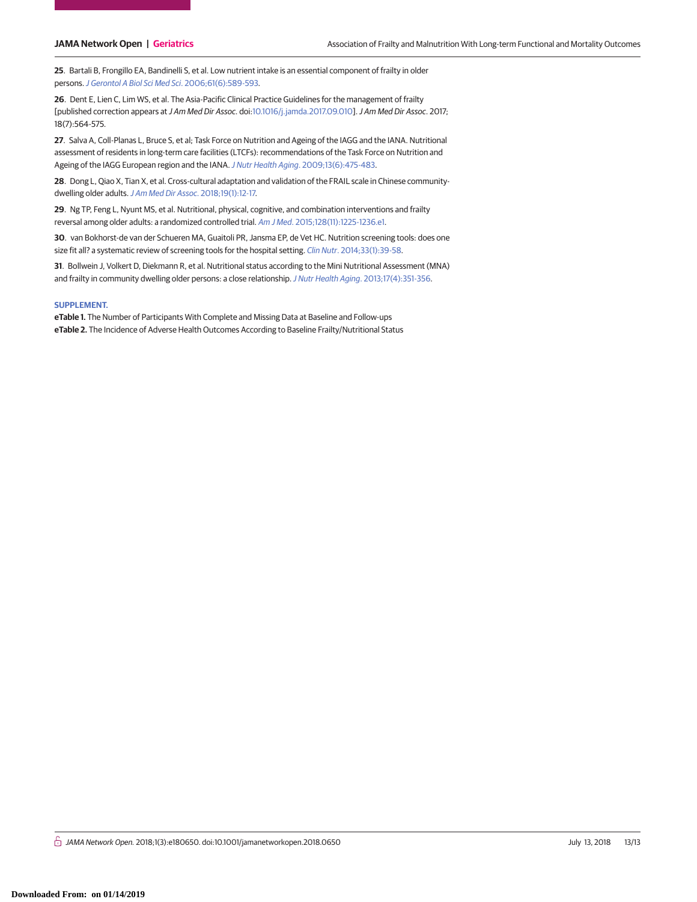**25**. Bartali B, Frongillo EA, Bandinelli S, et al. Low nutrient intake is an essential component of frailty in older persons. *J Gerontol A Biol Sci Med Sci*. 2006;61(6):589-593.

**26**. Dent E, Lien C, Lim WS, et al. The Asia-Pacific Clinical Practice Guidelines for the management of frailty [published correction appears at *J Am Med Dir Assoc*. doi:10.1016/j.jamda.2017.09.010]. *J Am Med Dir Assoc*. 2017; 18(7):564-575.

**27**. Salva A, Coll-Planas L, Bruce S, et al; Task Force on Nutrition and Ageing of the IAGG and the IANA. Nutritional assessment of residents in long-term care facilities (LTCFs): recommendations of the Task Force on Nutrition and Ageing of the IAGG European region and the IANA. *J Nutr Health Aging*. 2009;13(6):475-483.

**28**. Dong L, Qiao X, Tian X, et al. Cross-cultural adaptation and validation of the FRAIL scale in Chinese community-dwelling older adults. *J Am Med Dir Assoc*. 2018;19(1):12-17.

**29**. Ng TP, Feng L, Nyunt MS, et al. Nutritional, physical, cognitive, and combination interventions and frailty reversal among older adults: a randomized controlled trial. *Am J Med*. 2015;128(11):1225-1236.e1.

**30**. van Bokhorst-de van der Schueren MA, Guaitoli PR, Jansma EP, de Vet HC. Nutrition screening tools: does one size fit all? a systematic review of screening tools for the hospital setting. *Clin Nutr*. 2014;33(1):39-58.

**31**. Bollwein J, Volkert D, Diekmann R, et al. Nutritional status according to the Mini Nutritional Assessment (MNA) and frailty in community dwelling older persons: a close relationship. *J Nutr Health Aging*. 2013;17(4):351-356.

**SUPPLEMENT.**

**eTable 1.** The Number of Participants With Complete and Missing Data at Baseline and Follow-ups

**eTable 2.** The Incidence of Adverse Health Outcomes According to Baseline Frailty/Nutritional Status